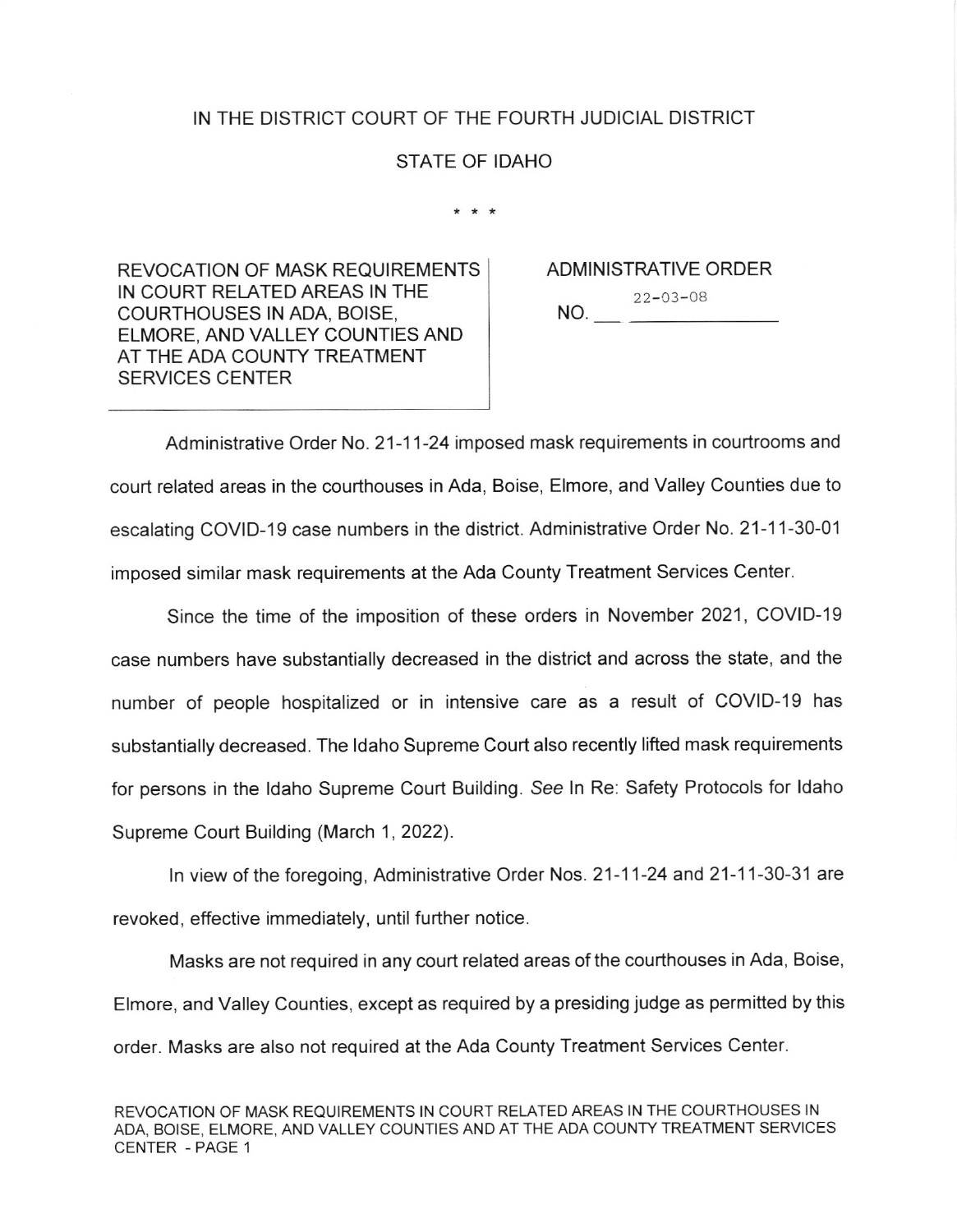IN THE DISTRICT COURT OF THE FOURTH JUDICIAL DISTRICT

STATE OF IDAHO

\* \* \*

| | |
|---|---|
| REVOCATION OF MASK REQUIREMENTS IN COURT RELATED AREAS IN THE COURTHOUSES IN ADA, BOISE, ELMORE, AND VALLEY COUNTIES AND AT THE ADA COUNTY TREATMENT SERVICES CENTER | ADMINISTRATIVE ORDER<br>NO. 22-03-08 |

Administrative Order No. 21-11-24 imposed mask requirements in courtrooms and court related areas in the courthouses in Ada, Boise, Elmore, and Valley Counties due to escalating COVID-19 case numbers in the district. Administrative Order No. 21-11-30-01 imposed similar mask requirements at the Ada County Treatment Services Center.

Since the time of the imposition of these orders in November 2021, COVID-19 case numbers have substantially decreased in the district and across the state, and the number of people hospitalized or in intensive care as a result of COVID-19 has substantially decreased. The Idaho Supreme Court also recently lifted mask requirements for persons in the Idaho Supreme Court Building. *See* In Re: Safety Protocols for Idaho Supreme Court Building (March 1, 2022).

In view of the foregoing, Administrative Order Nos. 21-11-24 and 21-11-30-31 are revoked, effective immediately, until further notice.

Masks are not required in any court related areas of the courthouses in Ada, Boise, Elmore, and Valley Counties, except as required by a presiding judge as permitted by this order. Masks are also not required at the Ada County Treatment Services Center.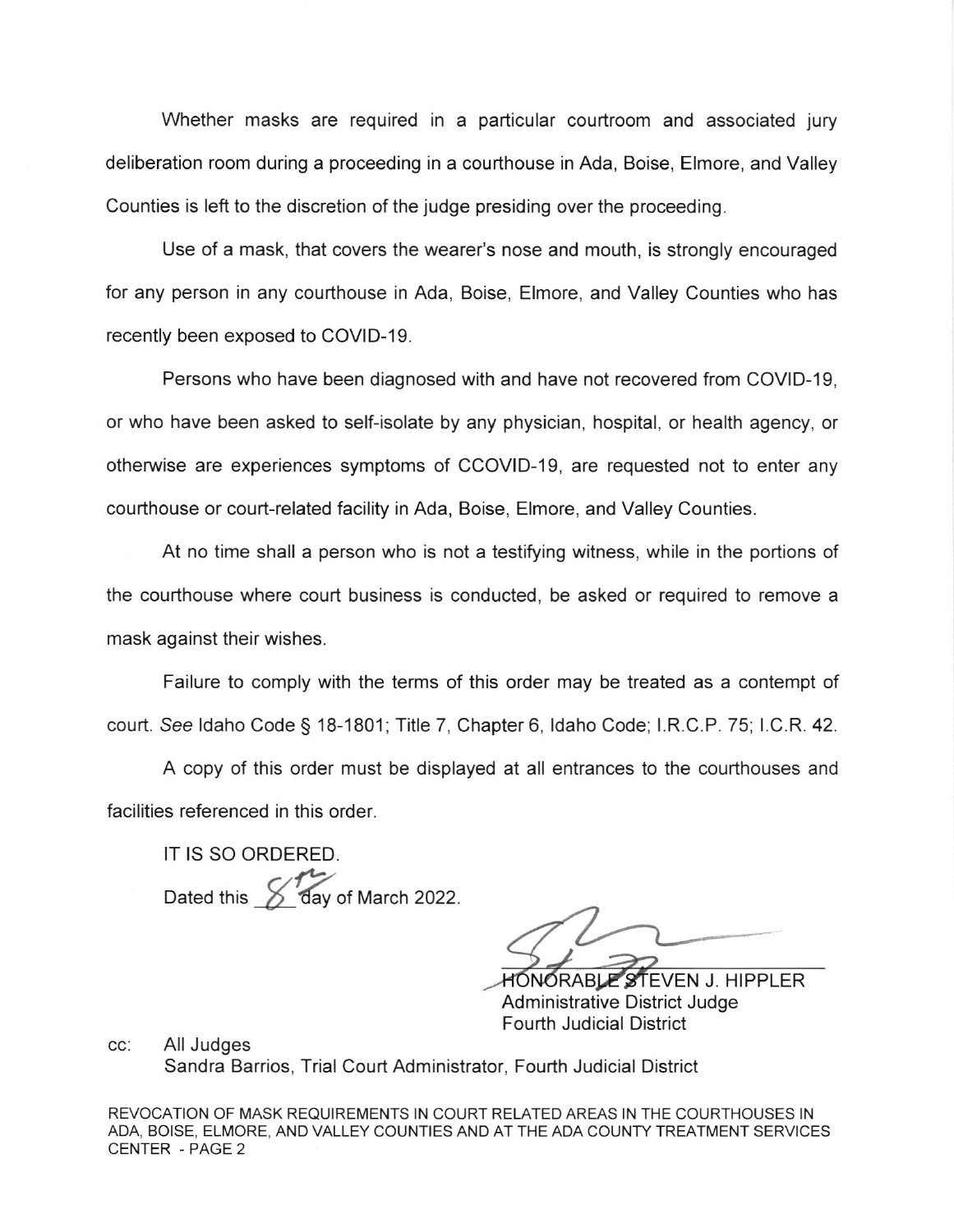Whether masks are required in a particular courtroom and associated jury deliberation room during a proceeding in a courthouse in Ada, Boise, Elmore, and Valley Counties is left to the discretion of the judge presiding over the proceeding.

Use of a mask, that covers the wearer's nose and mouth, is strongly encouraged for any person in any courthouse in Ada, Boise, Elmore, and Valley Counties who has recently been exposed to COVID-19.

Persons who have been diagnosed with and have not recovered from COVID-19, or who have been asked to self-isolate by any physician, hospital, or health agency, or otherwise are experiences symptoms of CCOVID-19, are requested not to enter any courthouse or court-related facility in Ada, Boise, Elmore, and Valley Counties.

At no time shall a person who is not a testifying witness, while in the portions of the courthouse where court business is conducted, be asked or required to remove a mask against their wishes.

Failure to comply with the terms of this order may be treated as a contempt of court. *See* Idaho Code § 18-1801; Title 7, Chapter 6, Idaho Code; I.R.C.P. 75; I.C.R. 42.

A copy of this order must be displayed at all entrances to the courthouses and facilities referenced in this order.

IT IS SO ORDERED.

Dated this 8th day of March 2022.

HONORABLE STEVEN J. HIPPLER
Administrative District Judge
Fourth Judicial District

cc: All Judges
Sandra Barrios, Trial Court Administrator, Fourth Judicial District

REVOCATION OF MASK REQUIREMENTS IN COURT RELATED AREAS IN THE COURTHOUSES IN ADA, BOISE, ELMORE, AND VALLEY COUNTIES AND AT THE ADA COUNTY TREATMENT SERVICES CENTER - PAGE 2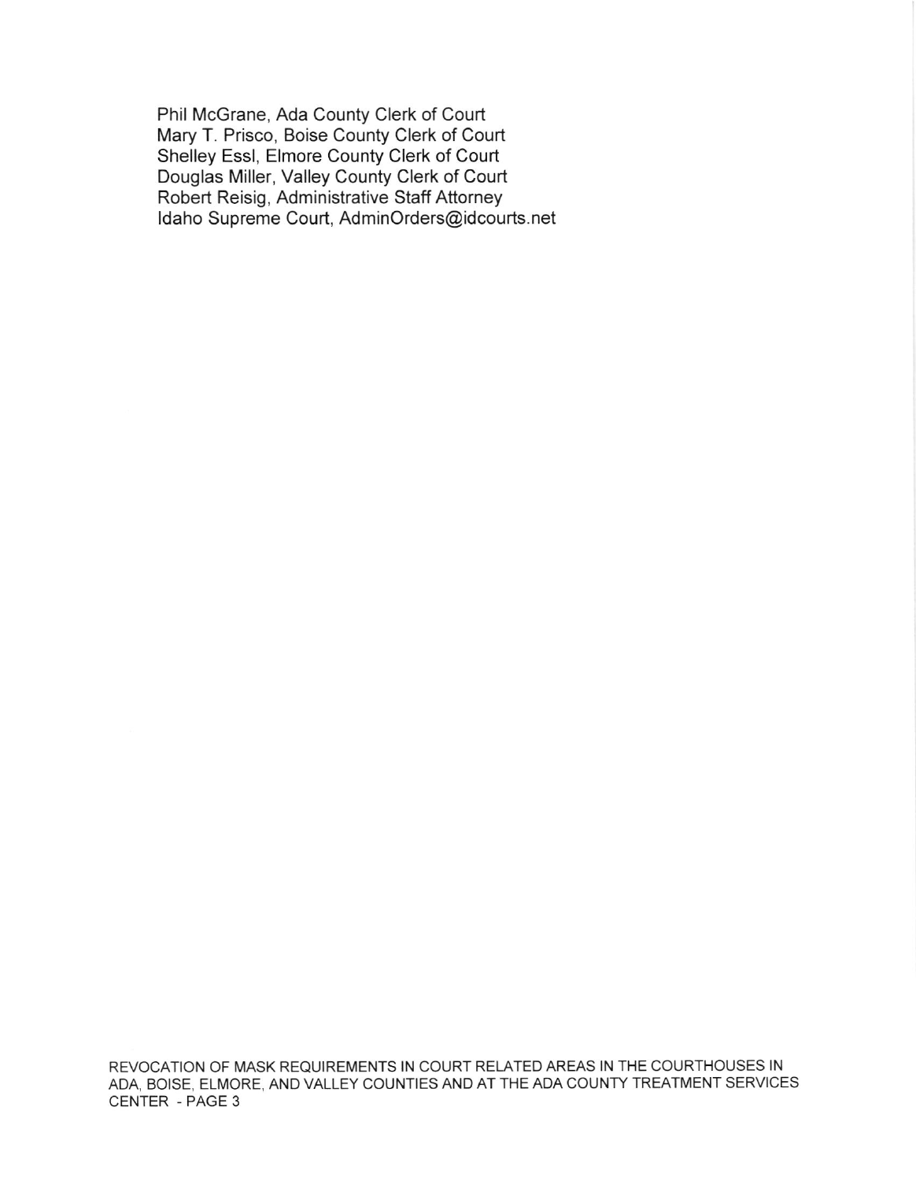Phil McGrane, Ada County Clerk of Court
Mary T. Prisco, Boise County Clerk of Court
Shelley Essl, Elmore County Clerk of Court
Douglas Miller, Valley County Clerk of Court
Robert Reisig, Administrative Staff Attorney
Idaho Supreme Court, AdminOrders@idcourts.net